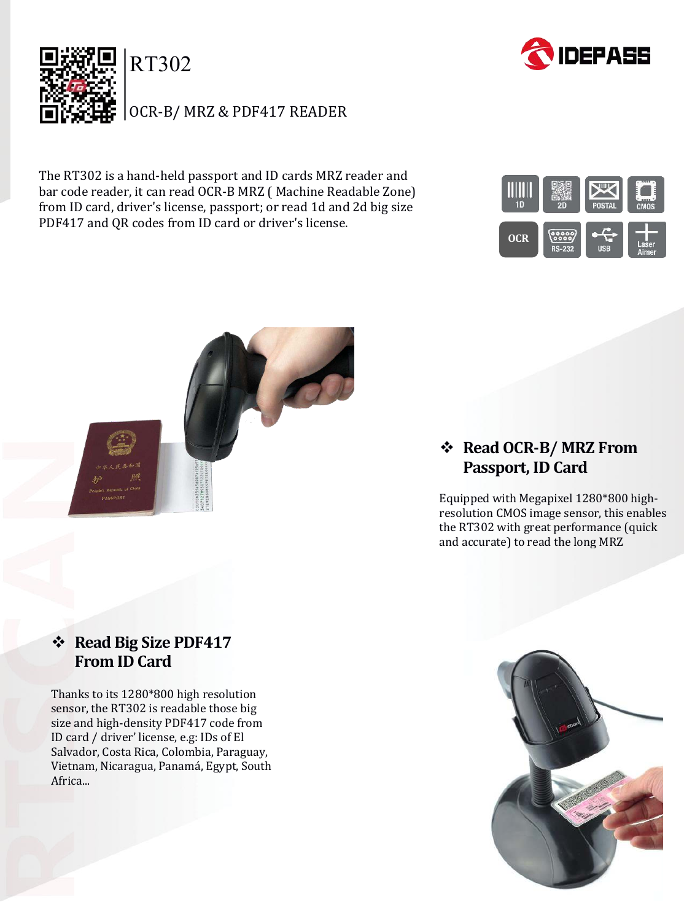# RT302

## OCR-B/ MRZ & PDF417 READER

The RT302 is a hand-held passport and ID cards MRZ reader and bar code reader, it can read OCR-B MRZ ( Machine Readable Zone) from ID card, driver's license, passport; or read 1d and 2d big size PDF417 and QR codes from ID card or driver's license.

1D | 2D | POSTAL | CMOS | OCR | RS-232 | USB | Laser Aimer

## ❖ Read OCR-B/ MRZ From Passport, ID Card

Equipped with Megapixel 1280*800 high-resolution CMOS image sensor, this enables the RT302 with great performance (quick and accurate) to read the long MRZ

## ❖ Read Big Size PDF417 From ID Card

Thanks to its 1280*800 high resolution sensor, the RT302 is readable those big size and high-density PDF417 code from ID card / driver' license, e.g: IDs of El Salvador, Costa Rica, Colombia, Paraguay, Vietnam, Nicaragua, Panamá, Egypt, South Africa...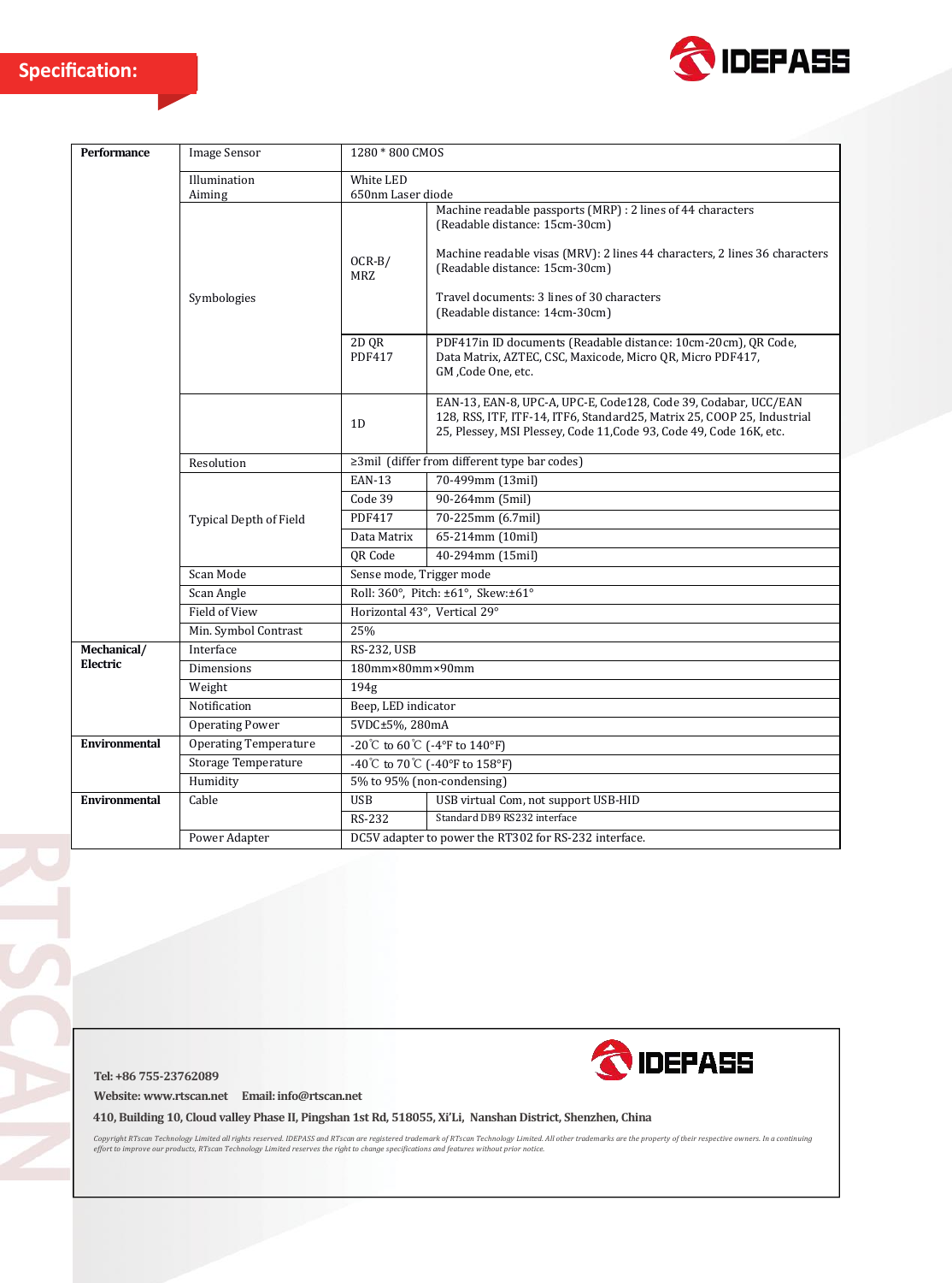## Specification:

| | | | |
|---|---|---|---|
| **Performance** | Image Sensor | 1280 * 800 CMOS | |
| | Illumination<br>Aiming | White LED<br>650nm Laser diode | |
| | Symbologies | OCR-B/<br>MRZ | Machine readable passports (MRP) : 2 lines of 44 characters<br>(Readable distance: 15cm-30cm)<br><br>Machine readable visas (MRV): 2 lines 44 characters, 2 lines 36 characters<br>(Readable distance: 15cm-30cm)<br><br>Travel documents: 3 lines of 30 characters<br>(Readable distance: 14cm-30cm) |
| | | 2D QR<br>PDF417 | PDF417in ID documents (Readable distance: 10cm-20cm), QR Code, Data Matrix, AZTEC, CSC, Maxicode, Micro QR, Micro PDF417, GM ,Code One, etc. |
| | | 1D | EAN-13, EAN-8, UPC-A, UPC-E, Code128, Code 39, Codabar, UCC/EAN 128, RSS, ITF, ITF-14, ITF6, Standard25, Matrix 25, COOP 25, Industrial 25, Plessey, MSI Plessey, Code 11,Code 93, Code 49, Code 16K, etc. |
| | Resolution | ≥3mil (differ from different type bar codes) | |
| | Typical Depth of Field | EAN-13 | 70-499mm (13mil) |
| | | Code 39 | 90-264mm (5mil) |
| | | PDF417 | 70-225mm (6.7mil) |
| | | Data Matrix | 65-214mm (10mil) |
| | | QR Code | 40-294mm (15mil) |
| | Scan Mode | Sense mode, Trigger mode | |
| | Scan Angle | Roll: 360°, Pitch: ±61°, Skew:±61° | |
| | Field of View | Horizontal 43°, Vertical 29° | |
| | Min. Symbol Contrast | 25% | |
| **Mechanical/ Electric** | Interface | RS-232, USB | |
| | Dimensions | 180mm×80mm×90mm | |
| | Weight | 194g | |
| | Notification | Beep, LED indicator | |
| | Operating Power | 5VDC±5%, 280mA | |
| **Environmental** | Operating Temperature | -20℃ to 60℃ (-4°F to 140°F) | |
| | Storage Temperature | -40℃ to 70℃ (-40°F to 158°F) | |
| | Humidity | 5% to 95% (non-condensing) | |
| **Environmental** | Cable | USB | USB virtual Com, not support USB-HID |
| | | RS-232 | Standard DB9 RS232 interface |
| | Power Adapter | DC5V adapter to power the RT302 for RS-232 interface. | |

**Tel: +86 755-23762089**

**Website: www.rtscan.net Email: info@rtscan.net**

**410, Building 10, Cloud valley Phase II, Pingshan 1st Rd, 518055, Xi'Li, Nanshan District, Shenzhen, China**

*Copyright RTscan Technology Limited all rights reserved. IDEPASS and RTscan are registered trademark of RTscan Technology Limited. All other trademarks are the property of their respective owners. In a continuing effort to improve our products, RTscan Technology Limited reserves the right to change specifications and features without prior notice.*